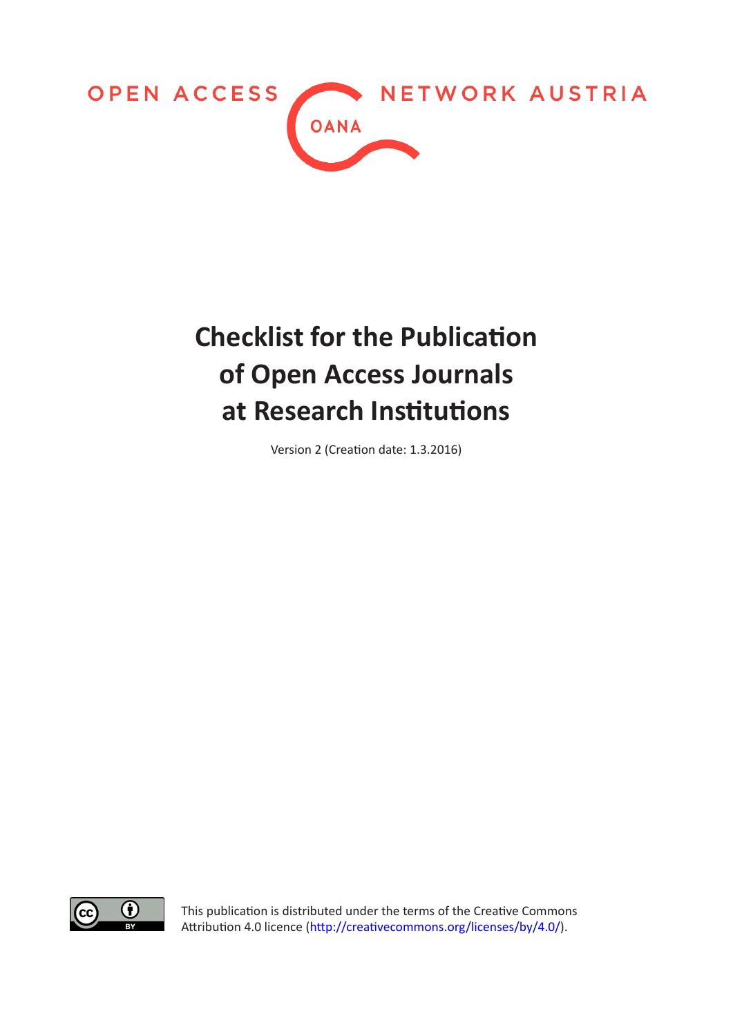OPEN ACCESS NETWORK AUSTRIA

OANA

# Checklist for the Publication of Open Access Journals at Research Institutions

Version 2 (Creation date: 1.3.2016)

This publication is distributed under the terms of the Creative Commons Attribution 4.0 licence (http://creativecommons.org/licenses/by/4.0/).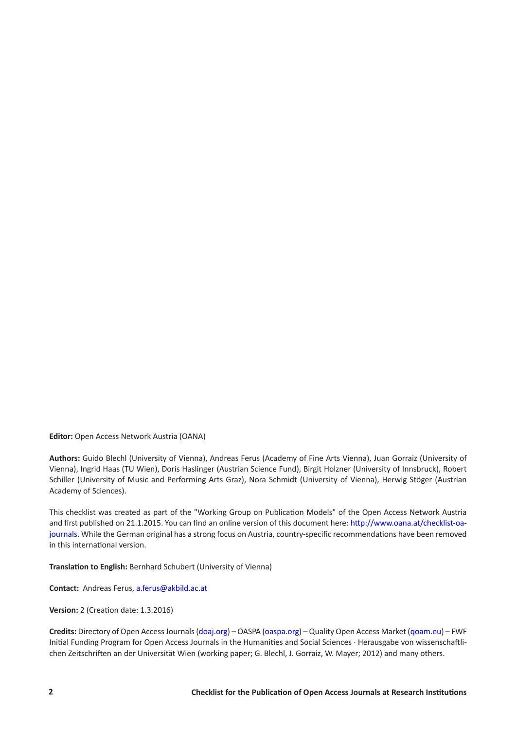**Editor:** Open Access Network Austria (OANA)

**Authors:** Guido Blechl (University of Vienna), Andreas Ferus (Academy of Fine Arts Vienna), Juan Gorraiz (University of Vienna), Ingrid Haas (TU Wien), Doris Haslinger (Austrian Science Fund), Birgit Holzner (University of Innsbruck), Robert Schiller (University of Music and Performing Arts Graz), Nora Schmidt (University of Vienna), Herwig Stöger (Austrian Academy of Sciences).

This checklist was created as part of the "Working Group on Publication Models" of the Open Access Network Austria and first published on 21.1.2015. You can find an online version of this document here: http://www.oana.at/checklist-oa-journals. While the German original has a strong focus on Austria, country-specific recommendations have been removed in this international version.

**Translation to English:** Bernhard Schubert (University of Vienna)

**Contact:** Andreas Ferus, a.ferus@akbild.ac.at

**Version:** 2 (Creation date: 1.3.2016)

**Credits:** Directory of Open Access Journals (doaj.org) – OASPA (oaspa.org) – Quality Open Access Market (qoam.eu) – FWF Initial Funding Program for Open Access Journals in the Humanities and Social Sciences · Herausgabe von wissenschaftlichen Zeitschriften an der Universität Wien (working paper; G. Blechl, J. Gorraiz, W. Mayer; 2012) and many others.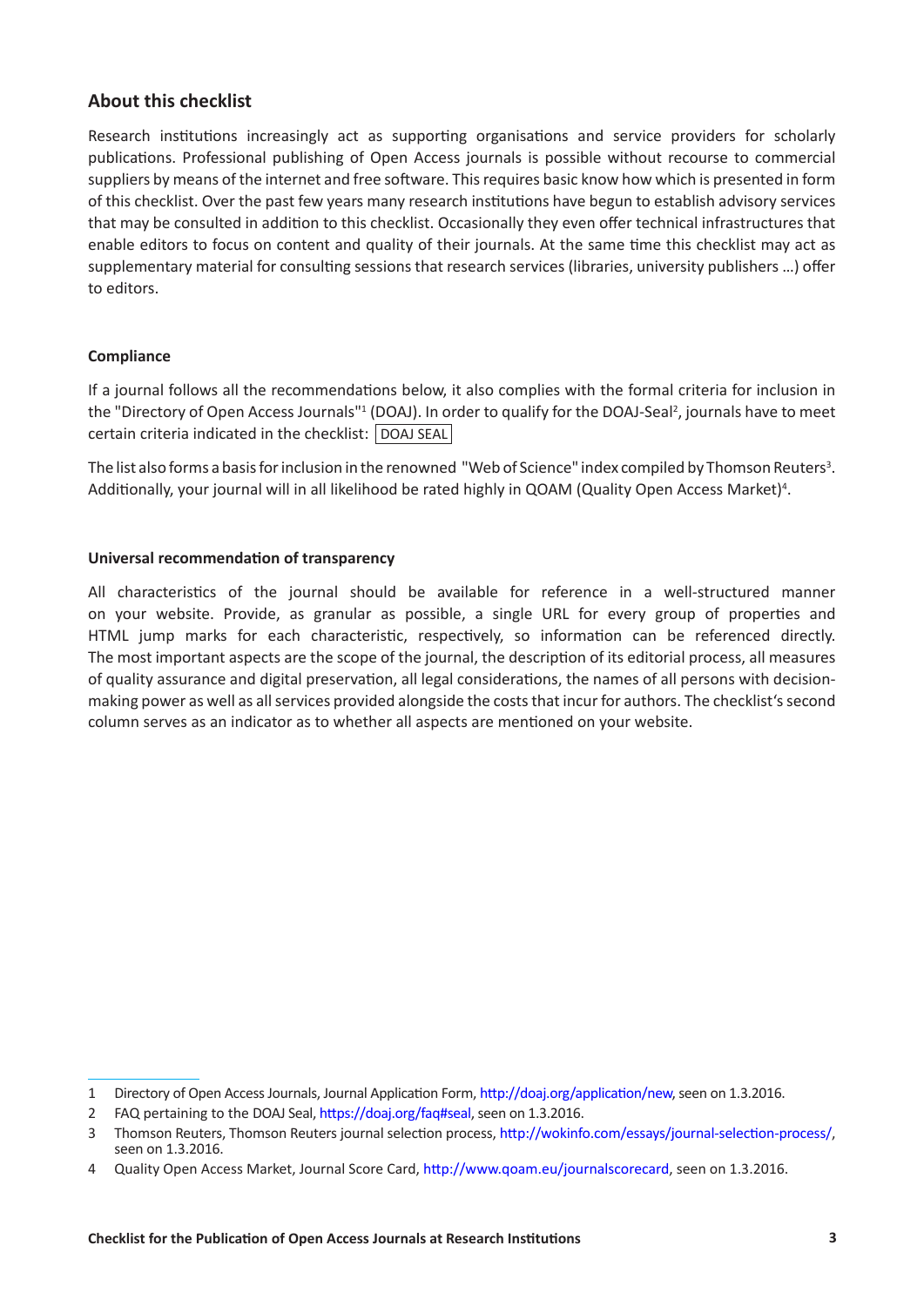## About this checklist

Research institutions increasingly act as supporting organisations and service providers for scholarly publications. Professional publishing of Open Access journals is possible without recourse to commercial suppliers by means of the internet and free software. This requires basic know how which is presented in form of this checklist. Over the past few years many research institutions have begun to establish advisory services that may be consulted in addition to this checklist. Occasionally they even offer technical infrastructures that enable editors to focus on content and quality of their journals. At the same time this checklist may act as supplementary material for consulting sessions that research services (libraries, university publishers …) offer to editors.

### Compliance

If a journal follows all the recommendations below, it also complies with the formal criteria for inclusion in the "Directory of Open Access Journals"[1] (DOAJ). In order to qualify for the DOAJ-Seal[2], journals have to meet certain criteria indicated in the checklist: DOAJ SEAL

The list also forms a basis for inclusion in the renowned "Web of Science" index compiled by Thomson Reuters[3]. Additionally, your journal will in all likelihood be rated highly in QOAM (Quality Open Access Market)[4].

### Universal recommendation of transparency

All characteristics of the journal should be available for reference in a well-structured manner on your website. Provide, as granular as possible, a single URL for every group of properties and HTML jump marks for each characteristic, respectively, so information can be referenced directly. The most important aspects are the scope of the journal, the description of its editorial process, all measures of quality assurance and digital preservation, all legal considerations, the names of all persons with decision-making power as well as all services provided alongside the costs that incur for authors. The checklist's second column serves as an indicator as to whether all aspects are mentioned on your website.

---

1 Directory of Open Access Journals, Journal Application Form, http://doaj.org/application/new, seen on 1.3.2016.

2 FAQ pertaining to the DOAJ Seal, https://doaj.org/faq#seal, seen on 1.3.2016.

3 Thomson Reuters, Thomson Reuters journal selection process, http://wokinfo.com/essays/journal-selection-process/, seen on 1.3.2016.

4 Quality Open Access Market, Journal Score Card, http://www.qoam.eu/journalscorecard, seen on 1.3.2016.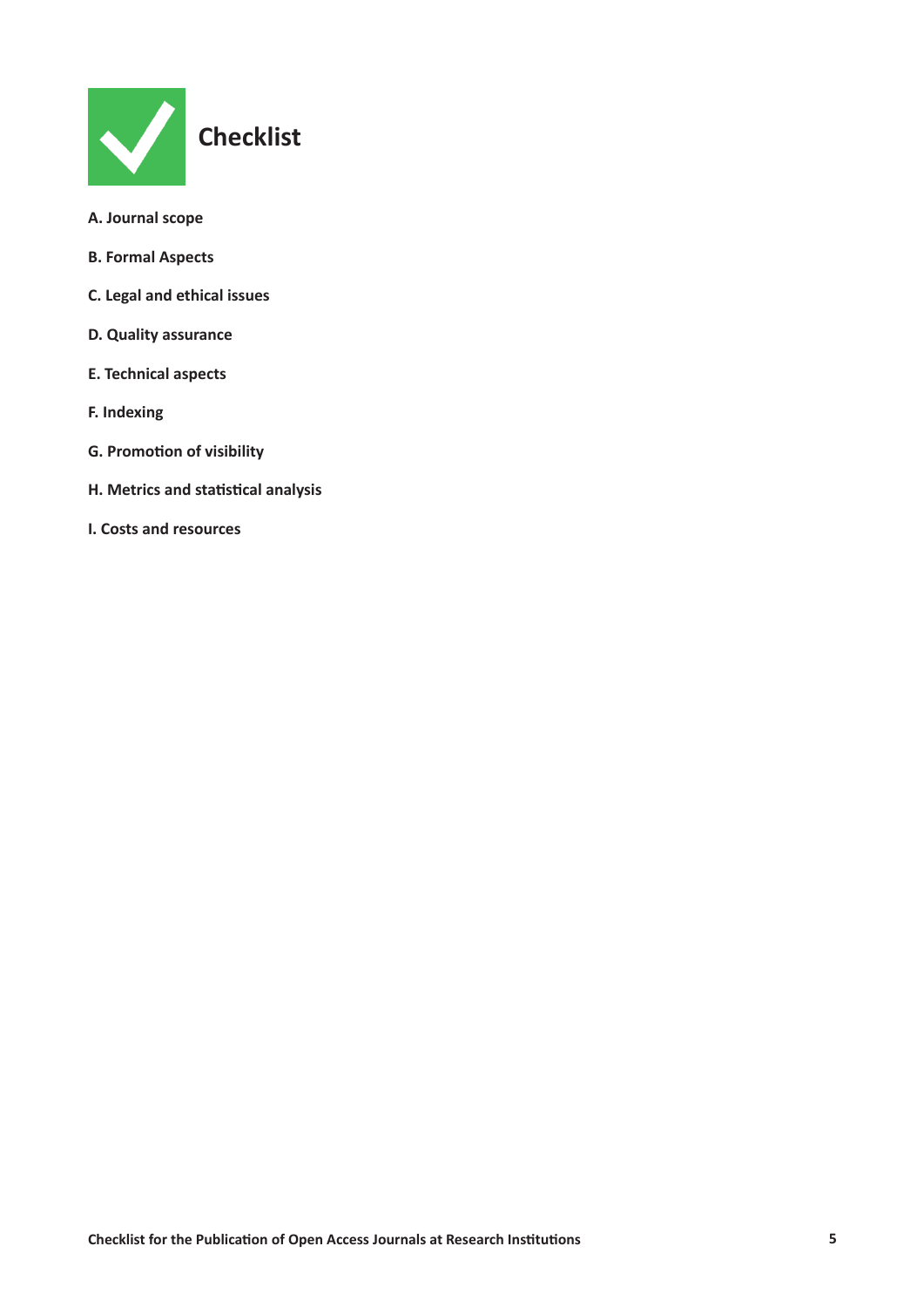# Checklist

**A. Journal scope**

**B. Formal Aspects**

**C. Legal and ethical issues**

**D. Quality assurance**

**E. Technical aspects**

**F. Indexing**

**G. Promotion of visibility**

**H. Metrics and statistical analysis**

**I. Costs and resources**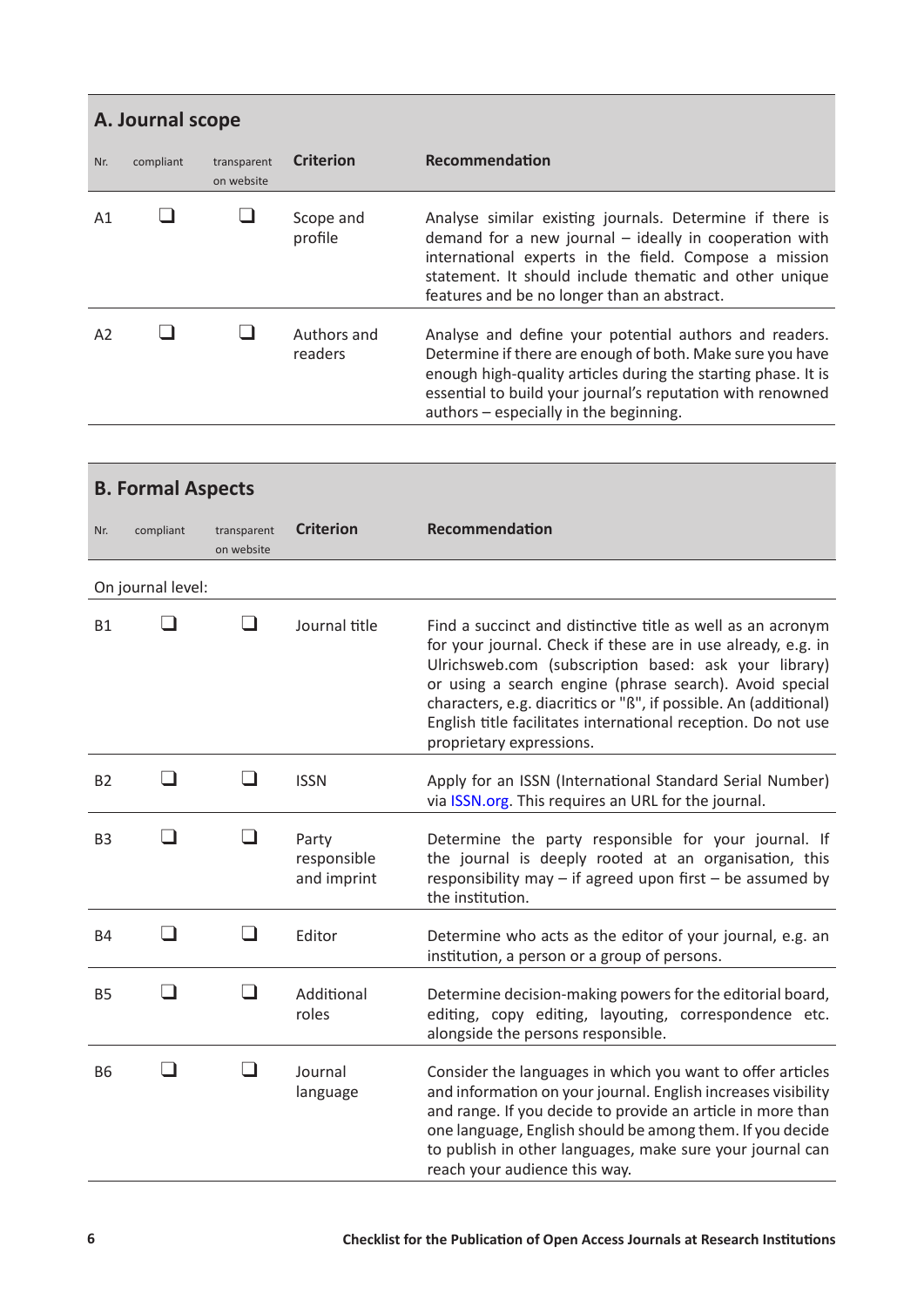## A. Journal scope

| Nr. | compliant | transparent on website | Criterion | Recommendation |
|---|---|---|---|---|
| A1 | ❑ | ❑ | Scope and profile | Analyse similar existing journals. Determine if there is demand for a new journal – ideally in cooperation with international experts in the field. Compose a mission statement. It should include thematic and other unique features and be no longer than an abstract. |
| A2 | ❑ | ❑ | Authors and readers | Analyse and define your potential authors and readers. Determine if there are enough of both. Make sure you have enough high-quality articles during the starting phase. It is essential to build your journal's reputation with renowned authors – especially in the beginning. |

## B. Formal Aspects

| Nr. | compliant | transparent on website | Criterion | Recommendation |
|---|---|---|---|---|
| On journal level: | | | | |
| B1 | ❑ | ❑ | Journal title | Find a succinct and distinctive title as well as an acronym for your journal. Check if these are in use already, e.g. in Ulrichsweb.com (subscription based: ask your library) or using a search engine (phrase search). Avoid special characters, e.g. diacritics or "ß", if possible. An (additional) English title facilitates international reception. Do not use proprietary expressions. |
| B2 | ❑ | ❑ | ISSN | Apply for an ISSN (International Standard Serial Number) via ISSN.org. This requires an URL for the journal. |
| B3 | ❑ | ❑ | Party responsible and imprint | Determine the party responsible for your journal. If the journal is deeply rooted at an organisation, this responsibility may – if agreed upon first – be assumed by the institution. |
| B4 | ❑ | ❑ | Editor | Determine who acts as the editor of your journal, e.g. an institution, a person or a group of persons. |
| B5 | ❑ | ❑ | Additional roles | Determine decision-making powers for the editorial board, editing, copy editing, layouting, correspondence etc. alongside the persons responsible. |
| B6 | ❑ | ❑ | Journal language | Consider the languages in which you want to offer articles and information on your journal. English increases visibility and range. If you decide to provide an article in more than one language, English should be among them. If you decide to publish in other languages, make sure your journal can reach your audience this way. |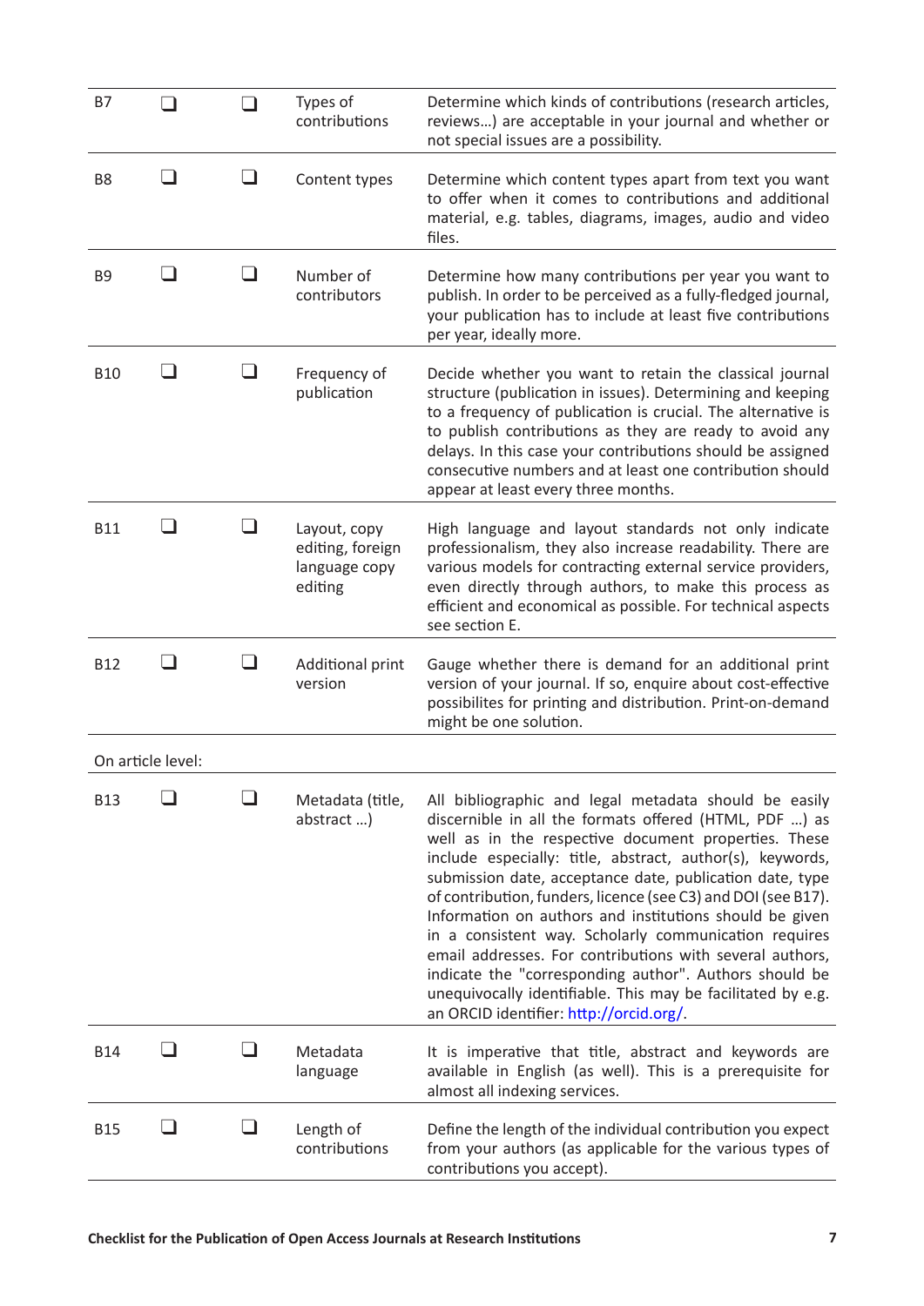| | | | | |
|---|---|---|---|---|
| B7 | ❑ | ❑ | Types of contributions | Determine which kinds of contributions (research articles, reviews…) are acceptable in your journal and whether or not special issues are a possibility. |
| B8 | ❑ | ❑ | Content types | Determine which content types apart from text you want to offer when it comes to contributions and additional material, e.g. tables, diagrams, images, audio and video files. |
| B9 | ❑ | ❑ | Number of contributors | Determine how many contributions per year you want to publish. In order to be perceived as a fully-fledged journal, your publication has to include at least five contributions per year, ideally more. |
| B10 | ❑ | ❑ | Frequency of publication | Decide whether you want to retain the classical journal structure (publication in issues). Determining and keeping to a frequency of publication is crucial. The alternative is to publish contributions as they are ready to avoid any delays. In this case your contributions should be assigned consecutive numbers and at least one contribution should appear at least every three months. |
| B11 | ❑ | ❑ | Layout, copy editing, foreign language copy editing | High language and layout standards not only indicate professionalism, they also increase readability. There are various models for contracting external service providers, even directly through authors, to make this process as efficient and economical as possible. For technical aspects see section E. |
| B12 | ❑ | ❑ | Additional print version | Gauge whether there is demand for an additional print version of your journal. If so, enquire about cost-effective possibilites for printing and distribution. Print-on-demand might be one solution. |
| On article level: | | | | |
| B13 | ❑ | ❑ | Metadata (title, abstract …) | All bibliographic and legal metadata should be easily discernible in all the formats offered (HTML, PDF …) as well as in the respective document properties. These include especially: title, abstract, author(s), keywords, submission date, acceptance date, publication date, type of contribution, funders, licence (see C3) and DOI (see B17). Information on authors and institutions should be given in a consistent way. Scholarly communication requires email addresses. For contributions with several authors, indicate the "corresponding author". Authors should be unequivocally identifiable. This may be facilitated by e.g. an ORCID identifier: http://orcid.org/. |
| B14 | ❑ | ❑ | Metadata language | It is imperative that title, abstract and keywords are available in English (as well). This is a prerequisite for almost all indexing services. |
| B15 | ❑ | ❑ | Length of contributions | Define the length of the individual contribution you expect from your authors (as applicable for the various types of contributions you accept). |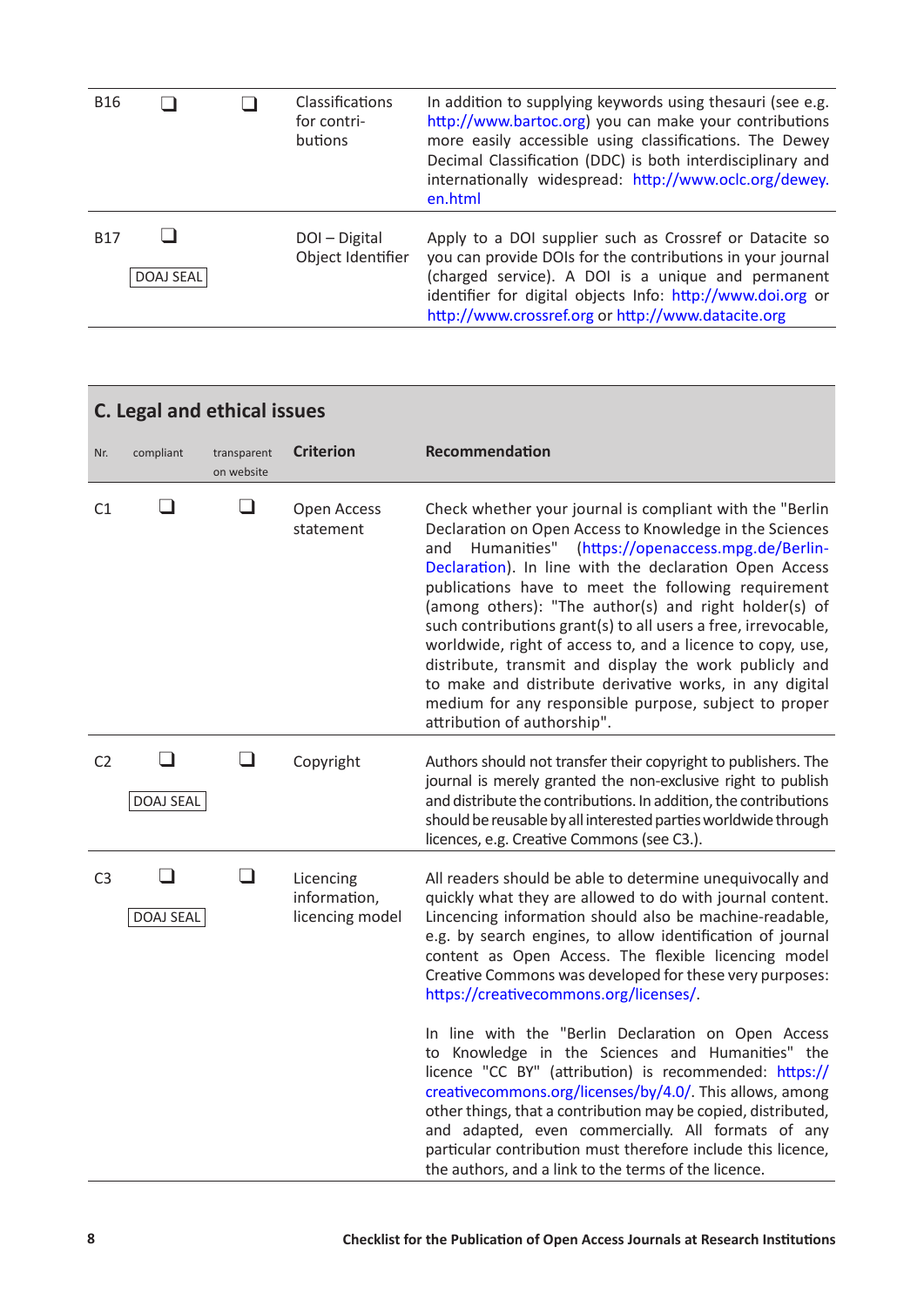| | | | | |
|---|---|---|---|---|
| B16 | ❑ | ❑ | Classifications for contri-butions | In addition to supplying keywords using thesauri (see e.g. http://www.bartoc.org) you can make your contributions more easily accessible using classifications. The Dewey Decimal Classification (DDC) is both interdisciplinary and internationally widespread: http://www.oclc.org/dewey.en.html |
| B17 | ❑ DOAJ SEAL | | DOI – Digital Object Identifier | Apply to a DOI supplier such as Crossref or Datacite so you can provide DOIs for the contributions in your journal (charged service). A DOI is a unique and permanent identifier for digital objects Info: http://www.doi.org or http://www.crossref.org or http://www.datacite.org |

## C. Legal and ethical issues

| Nr. | compliant | transparent on website | Criterion | Recommendation |
|---|---|---|---|---|
| C1 | ❑ | ❑ | Open Access statement | Check whether your journal is compliant with the "Berlin Declaration on Open Access to Knowledge in the Sciences and Humanities" (https://openaccess.mpg.de/Berlin-Declaration). In line with the declaration Open Access publications have to meet the following requirement (among others): "The author(s) and right holder(s) of such contributions grant(s) to all users a free, irrevocable, worldwide, right of access to, and a licence to copy, use, distribute, transmit and display the work publicly and to make and distribute derivative works, in any digital medium for any responsible purpose, subject to proper attribution of authorship". |
| C2 | ❑ DOAJ SEAL | ❑ | Copyright | Authors should not transfer their copyright to publishers. The journal is merely granted the non-exclusive right to publish and distribute the contributions. In addition, the contributions should be reusable by all interested parties worldwide through licences, e.g. Creative Commons (see C3.). |
| C3 | ❑ DOAJ SEAL | ❑ | Licencing information, licencing model | All readers should be able to determine unequivocally and quickly what they are allowed to do with journal content. Lincencing information should also be machine-readable, e.g. by search engines, to allow identification of journal content as Open Access. The flexible licencing model Creative Commons was developed for these very purposes: https://creativecommons.org/licenses/.<br><br>In line with the "Berlin Declaration on Open Access to Knowledge in the Sciences and Humanities" the licence "CC BY" (attribution) is recommended: https://creativecommons.org/licenses/by/4.0/. This allows, among other things, that a contribution may be copied, distributed, and adapted, even commercially. All formats of any particular contribution must therefore include this licence, the authors, and a link to the terms of the licence. |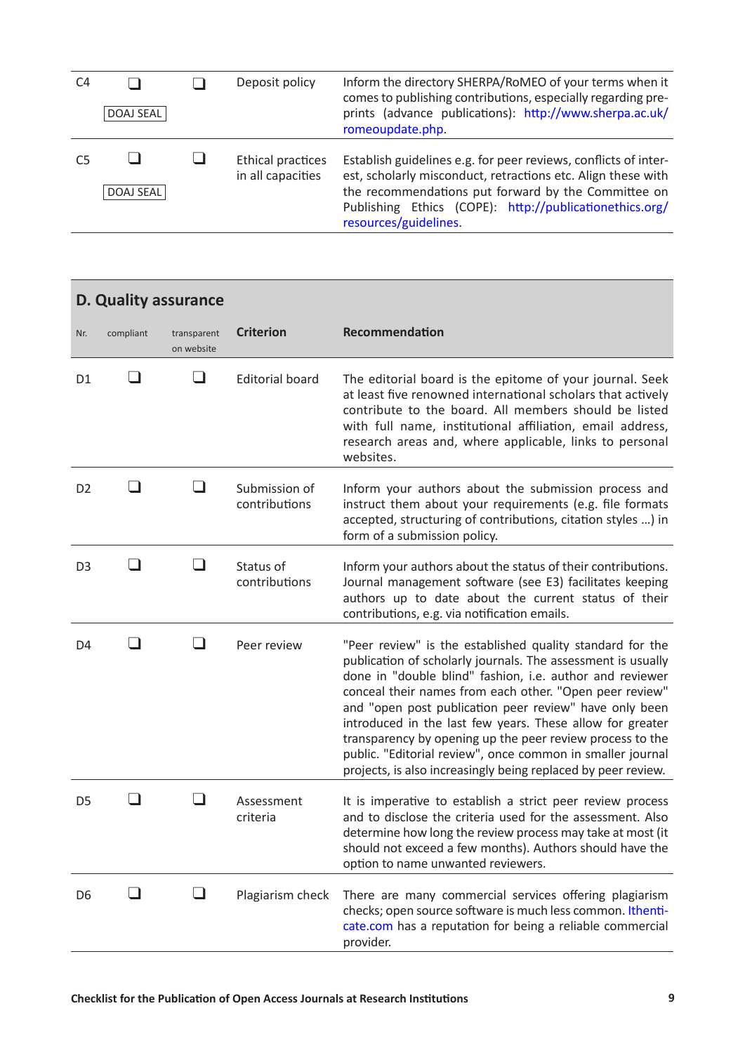| Nr. | compliant | transparent on website | Criterion | Recommendation |
|---|---|---|---|---|
| C4 | ❑ DOAJ SEAL | ❑ | Deposit policy | Inform the directory SHERPA/RoMEO of your terms when it comes to publishing contributions, especially regarding pre-prints (advance publications): http://www.sherpa.ac.uk/romeoupdate.php. |
| C5 | ❑ DOAJ SEAL | ❑ | Ethical practices in all capacities | Establish guidelines e.g. for peer reviews, conflicts of interest, scholarly misconduct, retractions etc. Align these with the recommendations put forward by the Committee on Publishing Ethics (COPE): http://publicationethics.org/resources/guidelines. |

## D. Quality assurance

| Nr. | compliant | transparent on website | Criterion | Recommendation |
|---|---|---|---|---|
| D1 | ❑ | ❑ | Editorial board | The editorial board is the epitome of your journal. Seek at least five renowned international scholars that actively contribute to the board. All members should be listed with full name, institutional affiliation, email address, research areas and, where applicable, links to personal websites. |
| D2 | ❑ | ❑ | Submission of contributions | Inform your authors about the submission process and instruct them about your requirements (e.g. file formats accepted, structuring of contributions, citation styles …) in form of a submission policy. |
| D3 | ❑ | ❑ | Status of contributions | Inform your authors about the status of their contributions. Journal management software (see E3) facilitates keeping authors up to date about the current status of their contributions, e.g. via notification emails. |
| D4 | ❑ | ❑ | Peer review | "Peer review" is the established quality standard for the publication of scholarly journals. The assessment is usually done in "double blind" fashion, i.e. author and reviewer conceal their names from each other. "Open peer review" and "open post publication peer review" have only been introduced in the last few years. These allow for greater transparency by opening up the peer review process to the public. "Editorial review", once common in smaller journal projects, is also increasingly being replaced by peer review. |
| D5 | ❑ | ❑ | Assessment criteria | It is imperative to establish a strict peer review process and to disclose the criteria used for the assessment. Also determine how long the review process may take at most (it should not exceed a few months). Authors should have the option to name unwanted reviewers. |
| D6 | ❑ | ❑ | Plagiarism check | There are many commercial services offering plagiarism checks; open source software is much less common. Ithenticate.com has a reputation for being a reliable commercial provider. |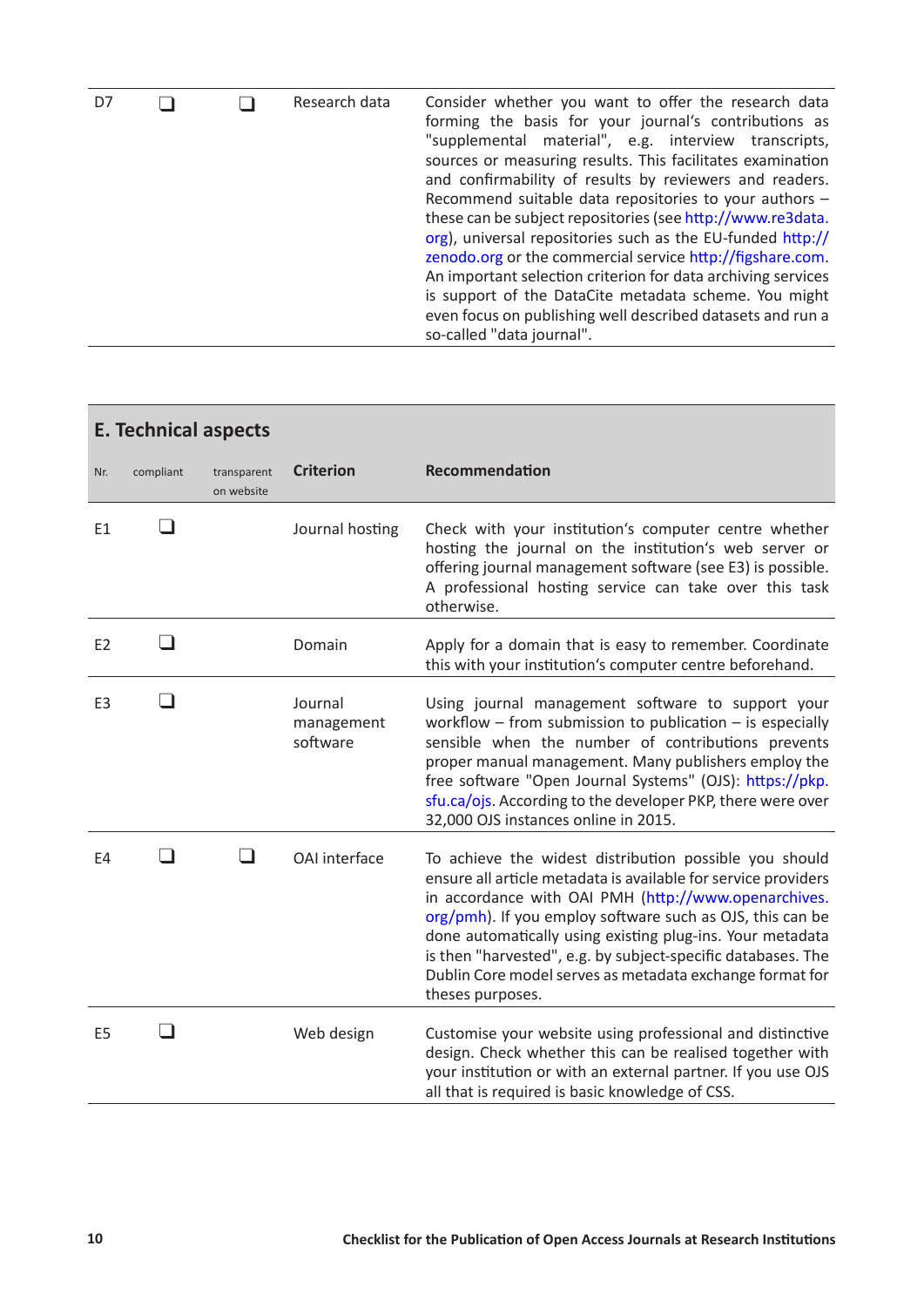| | | | | |
|---|---|---|---|---|
| D7 | ❑ | ❑ | Research data | Consider whether you want to offer the research data forming the basis for your journal's contributions as "supplemental material", e.g. interview transcripts, sources or measuring results. This facilitates examination and confirmability of results by reviewers and readers. Recommend suitable data repositories to your authors – these can be subject repositories (see http://www.re3data.org), universal repositories such as the EU-funded http://zenodo.org or the commercial service http://figshare.com. An important selection criterion for data archiving services is support of the DataCite metadata scheme. You might even focus on publishing well described datasets and run a so-called "data journal". |

## E. Technical aspects

| Nr. | compliant | transparent on website | Criterion | Recommendation |
|---|---|---|---|---|
| E1 | ❑ | | Journal hosting | Check with your institution's computer centre whether hosting the journal on the institution's web server or offering journal management software (see E3) is possible. A professional hosting service can take over this task otherwise. |
| E2 | ❑ | | Domain | Apply for a domain that is easy to remember. Coordinate this with your institution's computer centre beforehand. |
| E3 | ❑ | | Journal management software | Using journal management software to support your workflow – from submission to publication – is especially sensible when the number of contributions prevents proper manual management. Many publishers employ the free software "Open Journal Systems" (OJS): https://pkp.sfu.ca/ojs. According to the developer PKP, there were over 32,000 OJS instances online in 2015. |
| E4 | ❑ | ❑ | OAI interface | To achieve the widest distribution possible you should ensure all article metadata is available for service providers in accordance with OAI PMH (http://www.openarchives.org/pmh). If you employ software such as OJS, this can be done automatically using existing plug-ins. Your metadata is then "harvested", e.g. by subject-specific databases. The Dublin Core model serves as metadata exchange format for theses purposes. |
| E5 | ❑ | | Web design | Customise your website using professional and distinctive design. Check whether this can be realised together with your institution or with an external partner. If you use OJS all that is required is basic knowledge of CSS. |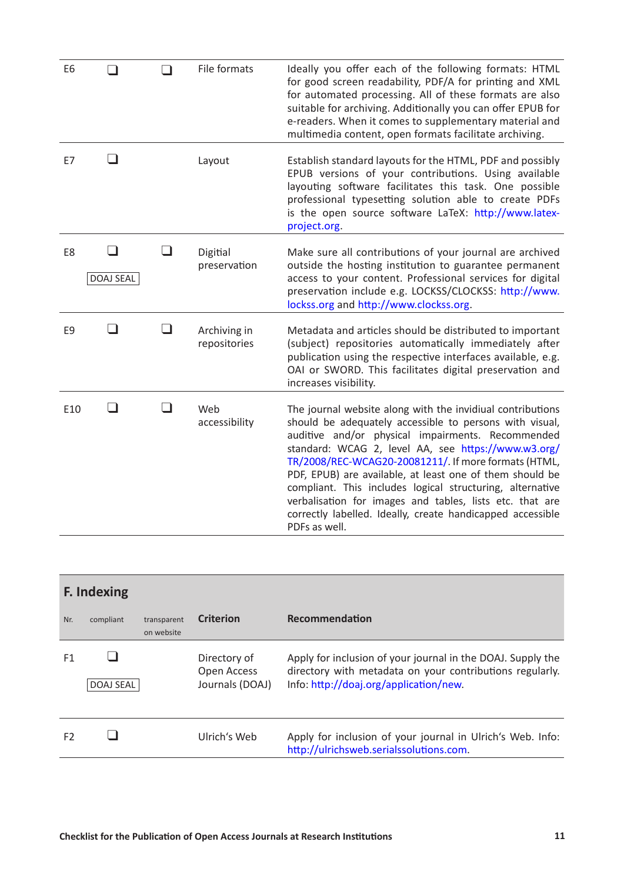| Nr. | compliant | transparent on website | Criterion | Recommendation |
|---|---|---|---|---|
| E6 | ❑ | ❑ | File formats | Ideally you offer each of the following formats: HTML for good screen readability, PDF/A for printing and XML for automated processing. All of these formats are also suitable for archiving. Additionally you can offer EPUB for e-readers. When it comes to supplementary material and multimedia content, open formats facilitate archiving. |
| E7 | ❑ | | Layout | Establish standard layouts for the HTML, PDF and possibly EPUB versions of your contributions. Using available layouting software facilitates this task. One possible professional typesetting solution able to create PDFs is the open source software LaTeX: http://www.latex-project.org. |
| E8 | ❑ DOAJ SEAL | ❑ | Digitial preservation | Make sure all contributions of your journal are archived outside the hosting institution to guarantee permanent access to your content. Professional services for digital preservation include e.g. LOCKSS/CLOCKSS: http://www.lockss.org and http://www.clockss.org. |
| E9 | ❑ | ❑ | Archiving in repositories | Metadata and articles should be distributed to important (subject) repositories automatically immediately after publication using the respective interfaces available, e.g. OAI or SWORD. This facilitates digital preservation and increases visibility. |
| E10 | ❑ | ❑ | Web accessibility | The journal website along with the invidiual contributions should be adequately accessible to persons with visual, auditive and/or physical impairments. Recommended standard: WCAG 2, level AA, see https://www.w3.org/TR/2008/REC-WCAG20-20081211/. If more formats (HTML, PDF, EPUB) are available, at least one of them should be compliant. This includes logical structuring, alternative verbalisation for images and tables, lists etc. that are correctly labelled. Ideally, create handicapped accessible PDFs as well. |

## F. Indexing

| Nr. | compliant | transparent on website | Criterion | Recommendation |
|---|---|---|---|---|
| F1 | ❑ DOAJ SEAL | | Directory of Open Access Journals (DOAJ) | Apply for inclusion of your journal in the DOAJ. Supply the directory with metadata on your contributions regularly. Info: http://doaj.org/application/new. |
| F2 | ❑ | | Ulrich's Web | Apply for inclusion of your journal in Ulrich's Web. Info: http://ulrichsweb.serialssolutions.com. |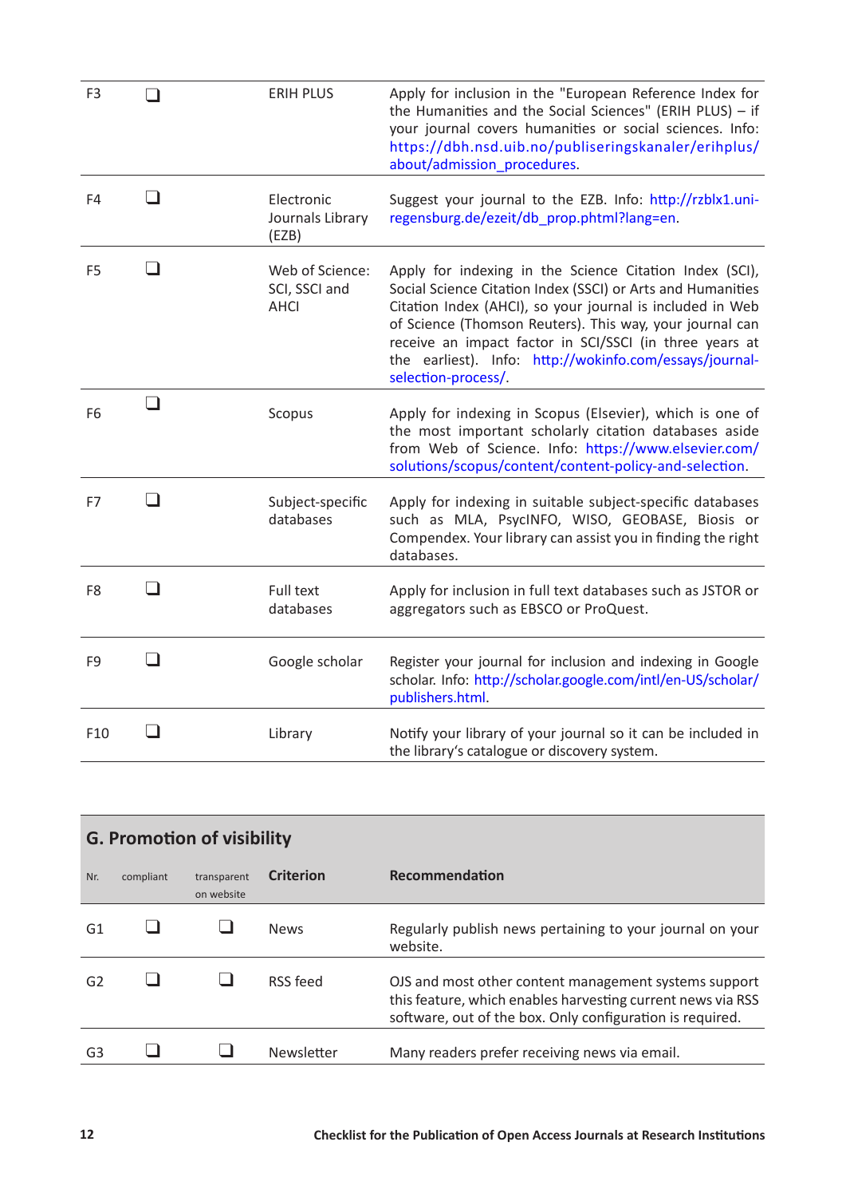| | | | | |
|---|---|---|---|---|
| F3 | ❑ | | ERIH PLUS | Apply for inclusion in the "European Reference Index for the Humanities and the Social Sciences" (ERIH PLUS) – if your journal covers humanities or social sciences. Info: https://dbh.nsd.uib.no/publiseringskanaler/erihplus/about/admission_procedures. |
| F4 | ❑ | | Electronic Journals Library (EZB) | Suggest your journal to the EZB. Info: http://rzblx1.uni-regensburg.de/ezeit/db_prop.phtml?lang=en. |
| F5 | ❑ | | Web of Science: SCI, SSCI and AHCI | Apply for indexing in the Science Citation Index (SCI), Social Science Citation Index (SSCI) or Arts and Humanities Citation Index (AHCI), so your journal is included in Web of Science (Thomson Reuters). This way, your journal can receive an impact factor in SCI/SSCI (in three years at the earliest). Info: http://wokinfo.com/essays/journal-selection-process/. |
| F6 | ❑ | | Scopus | Apply for indexing in Scopus (Elsevier), which is one of the most important scholarly citation databases aside from Web of Science. Info: https://www.elsevier.com/solutions/scopus/content/content-policy-and-selection. |
| F7 | ❑ | | Subject-specific databases | Apply for indexing in suitable subject-specific databases such as MLA, PsycINFO, WISO, GEOBASE, Biosis or Compendex. Your library can assist you in finding the right databases. |
| F8 | ❑ | | Full text databases | Apply for inclusion in full text databases such as JSTOR or aggregators such as EBSCO or ProQuest. |
| F9 | ❑ | | Google scholar | Register your journal for inclusion and indexing in Google scholar. Info: http://scholar.google.com/intl/en-US/scholar/publishers.html. |
| F10 | ❑ | | Library | Notify your library of your journal so it can be included in the library's catalogue or discovery system. |

## G. Promotion of visibility

| Nr. | compliant | transparent on website | Criterion | Recommendation |
|---|---|---|---|---|
| G1 | ❑ | ❑ | News | Regularly publish news pertaining to your journal on your website. |
| G2 | ❑ | ❑ | RSS feed | OJS and most other content management systems support this feature, which enables harvesting current news via RSS software, out of the box. Only configuration is required. |
| G3 | ❑ | ❑ | Newsletter | Many readers prefer receiving news via email. |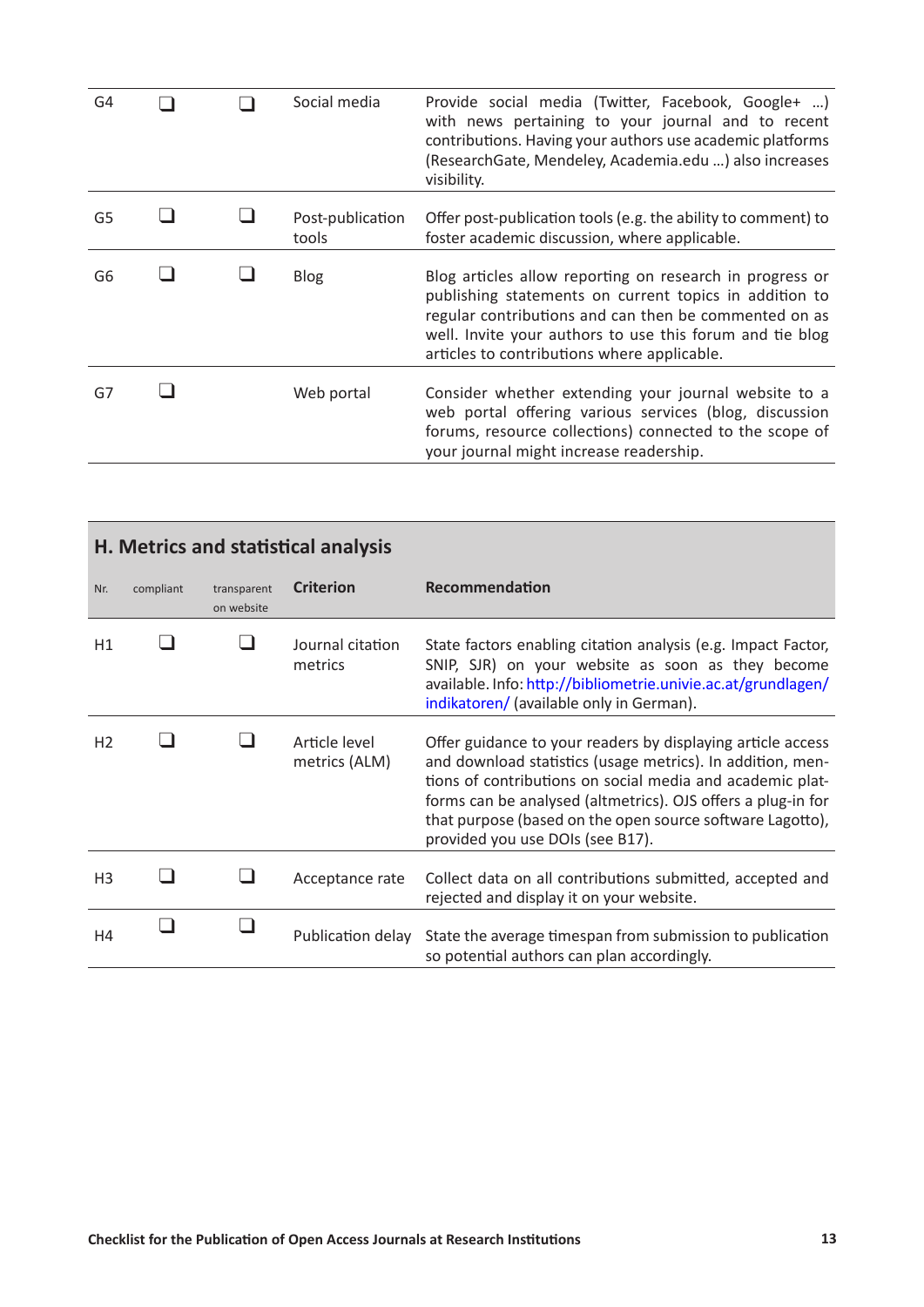| | | | | |
|---|---|---|---|---|
| G4 | ❑ | ❑ | Social media | Provide social media (Twitter, Facebook, Google+ …) with news pertaining to your journal and to recent contributions. Having your authors use academic platforms (ResearchGate, Mendeley, Academia.edu …) also increases visibility. |
| G5 | ❑ | ❑ | Post-publication tools | Offer post-publication tools (e.g. the ability to comment) to foster academic discussion, where applicable. |
| G6 | ❑ | ❑ | Blog | Blog articles allow reporting on research in progress or publishing statements on current topics in addition to regular contributions and can then be commented on as well. Invite your authors to use this forum and tie blog articles to contributions where applicable. |
| G7 | ❑ | | Web portal | Consider whether extending your journal website to a web portal offering various services (blog, discussion forums, resource collections) connected to the scope of your journal might increase readership. |

## H. Metrics and statistical analysis

| Nr. | compliant | transparent on website | Criterion | Recommendation |
|---|---|---|---|---|
| H1 | ❑ | ❑ | Journal citation metrics | State factors enabling citation analysis (e.g. Impact Factor, SNIP, SJR) on your website as soon as they become available. Info: http://bibliometrie.univie.ac.at/grundlagen/indikatoren/ (available only in German). |
| H2 | ❑ | ❑ | Article level metrics (ALM) | Offer guidance to your readers by displaying article access and download statistics (usage metrics). In addition, mentions of contributions on social media and academic platforms can be analysed (altmetrics). OJS offers a plug-in for that purpose (based on the open source software Lagotto), provided you use DOIs (see B17). |
| H3 | ❑ | ❑ | Acceptance rate | Collect data on all contributions submitted, accepted and rejected and display it on your website. |
| H4 | ❑ | ❑ | Publication delay | State the average timespan from submission to publication so potential authors can plan accordingly. |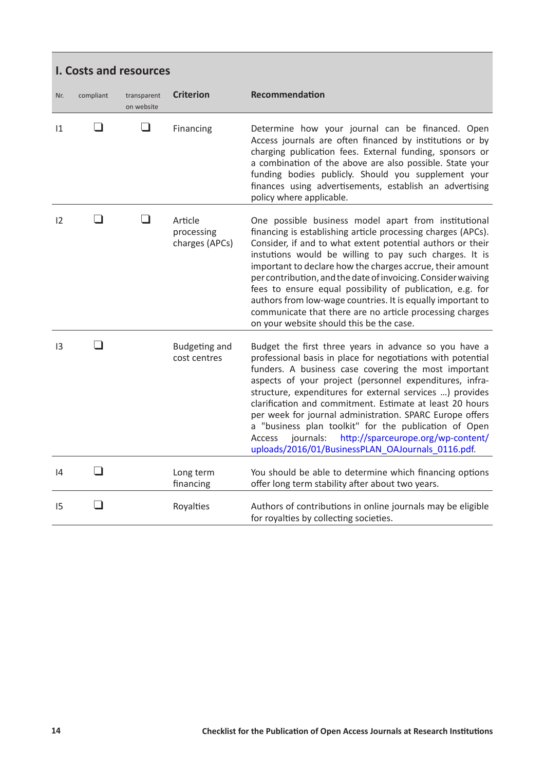## I. Costs and resources

| Nr. | compliant | transparent on website | Criterion | Recommendation |
|---|---|---|---|---|
| I1 | ❑ | ❑ | Financing | Determine how your journal can be financed. Open Access journals are often financed by institutions or by charging publication fees. External funding, sponsors or a combination of the above are also possible. State your funding bodies publicly. Should you supplement your finances using advertisements, establish an advertising policy where applicable. |
| I2 | ❑ | ❑ | Article processing charges (APCs) | One possible business model apart from institutional financing is establishing article processing charges (APCs). Consider, if and to what extent potential authors or their instutions would be willing to pay such charges. It is important to declare how the charges accrue, their amount per contribution, and the date of invoicing. Consider waiving fees to ensure equal possibility of publication, e.g. for authors from low-wage countries. It is equally important to communicate that there are no article processing charges on your website should this be the case. |
| I3 | ❑ | | Budgeting and cost centres | Budget the first three years in advance so you have a professional basis in place for negotiations with potential funders. A business case covering the most important aspects of your project (personnel expenditures, infra-structure, expenditures for external services …) provides clarification and commitment. Estimate at least 20 hours per week for journal administration. SPARC Europe offers a "business plan toolkit" for the publication of Open Access journals: http://sparceurope.org/wp-content/uploads/2016/01/BusinessPLAN_OAJournals_0116.pdf. |
| I4 | ❑ | | Long term financing | You should be able to determine which financing options offer long term stability after about two years. |
| I5 | ❑ | | Royalties | Authors of contributions in online journals may be eligible for royalties by collecting societies. |